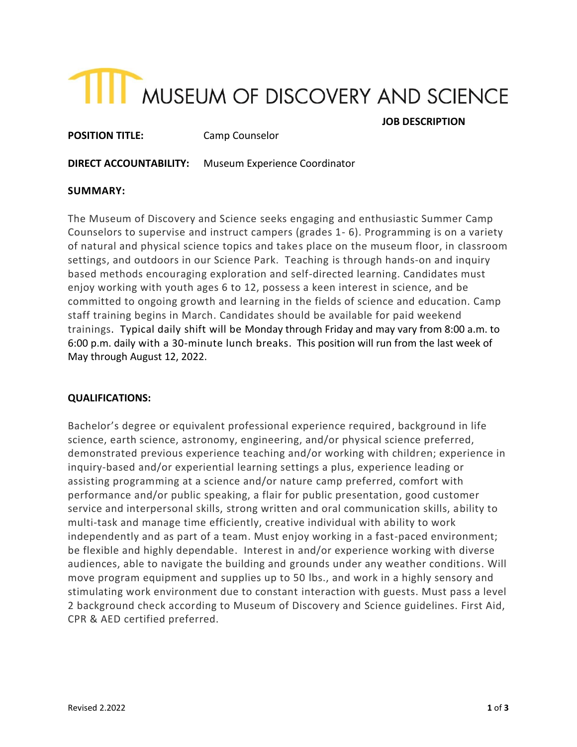# MUSEUM OF DISCOVERY AND SCIENCE

**JOB DESCRIPTION**

**POSITION TITLE:** Camp Counselor

**DIRECT ACCOUNTABILITY:** Museum Experience Coordinator

**SUMMARY:**

The Museum of Discovery and Science seeks engaging and enthusiastic Summer Camp Counselors to supervise and instruct campers (grades 1- 6). Programming is on a variety of natural and physical science topics and takes place on the museum floor, in classroom settings, and outdoors in our Science Park. Teaching is through hands-on and inquiry based methods encouraging exploration and self-directed learning. Candidates must enjoy working with youth ages 6 to 12, possess a keen interest in science, and be committed to ongoing growth and learning in the fields of science and education. Camp staff training begins in March. Candidates should be available for paid weekend trainings. Typical daily shift will be Monday through Friday and may vary from 8:00 a.m. to 6:00 p.m. daily with a 30-minute lunch breaks. This position will run from the last week of May through August 12, 2022.

**QUALIFICATIONS:**

Bachelor's degree or equivalent professional experience required, background in life science, earth science, astronomy, engineering, and/or physical science preferred, demonstrated previous experience teaching and/or working with children; experience in inquiry-based and/or experiential learning settings a plus, experience leading or assisting programming at a science and/or nature camp preferred, comfort with performance and/or public speaking, a flair for public presentation, good customer service and interpersonal skills, strong written and oral communication skills, ability to multi-task and manage time efficiently, creative individual with ability to work independently and as part of a team. Must enjoy working in a fast-paced environment; be flexible and highly dependable. Interest in and/or experience working with diverse audiences, able to navigate the building and grounds under any weather conditions. Will move program equipment and supplies up to 50 lbs., and work in a highly sensory and stimulating work environment due to constant interaction with guests. Must pass a level 2 background check according to Museum of Discovery and Science guidelines. First Aid, CPR & AED certified preferred.

Revised 2.2022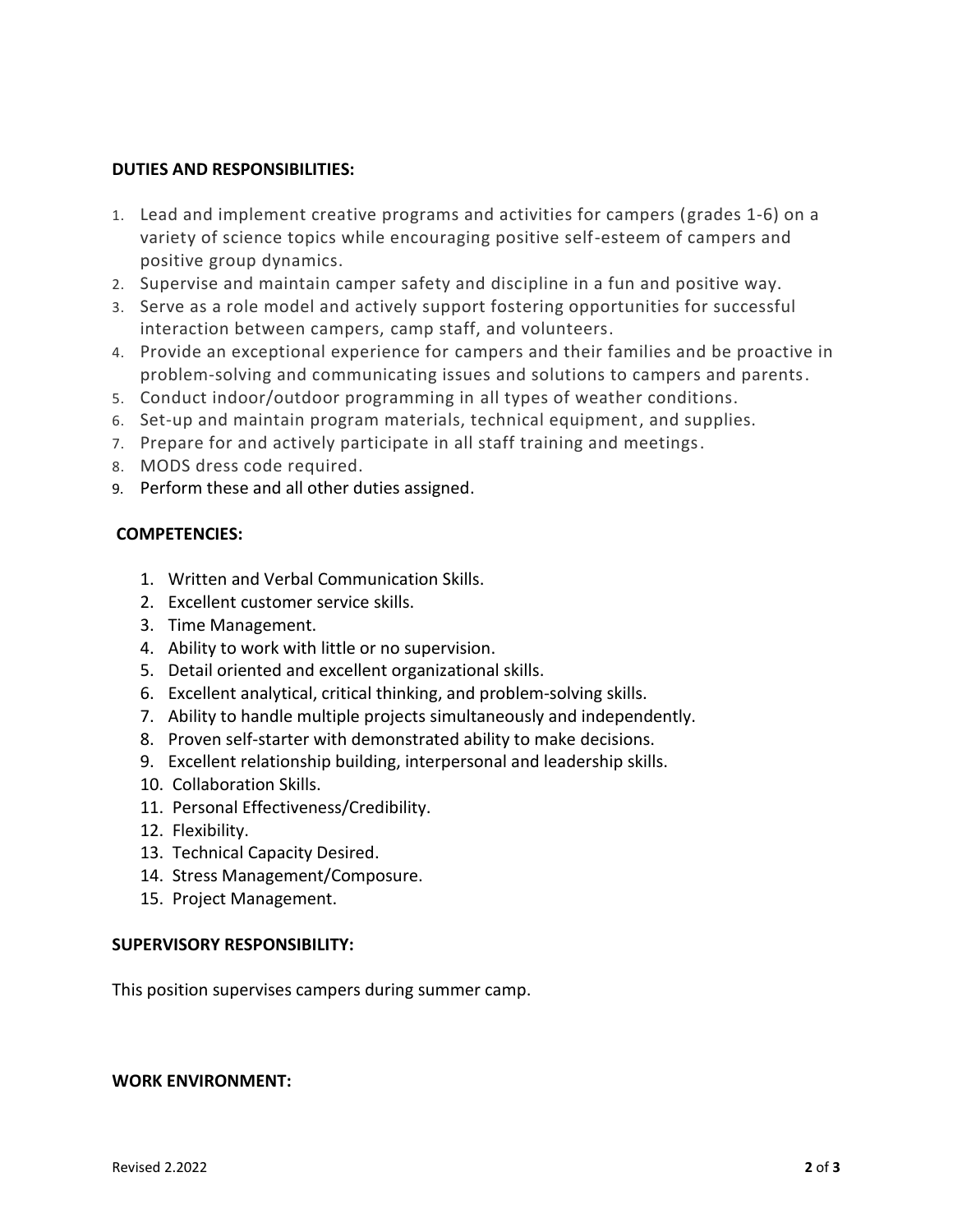**DUTIES AND RESPONSIBILITIES:**

1. Lead and implement creative programs and activities for campers (grades 1-6) on a variety of science topics while encouraging positive self-esteem of campers and positive group dynamics.
2. Supervise and maintain camper safety and discipline in a fun and positive way.
3. Serve as a role model and actively support fostering opportunities for successful interaction between campers, camp staff, and volunteers.
4. Provide an exceptional experience for campers and their families and be proactive in problem-solving and communicating issues and solutions to campers and parents.
5. Conduct indoor/outdoor programming in all types of weather conditions.
6. Set-up and maintain program materials, technical equipment, and supplies.
7. Prepare for and actively participate in all staff training and meetings.
8. MODS dress code required.
9. Perform these and all other duties assigned.

**COMPETENCIES:**

1. Written and Verbal Communication Skills.
2. Excellent customer service skills.
3. Time Management.
4. Ability to work with little or no supervision.
5. Detail oriented and excellent organizational skills.
6. Excellent analytical, critical thinking, and problem-solving skills.
7. Ability to handle multiple projects simultaneously and independently.
8. Proven self-starter with demonstrated ability to make decisions.
9. Excellent relationship building, interpersonal and leadership skills.
10. Collaboration Skills.
11. Personal Effectiveness/Credibility.
12. Flexibility.
13. Technical Capacity Desired.
14. Stress Management/Composure.
15. Project Management.

**SUPERVISORY RESPONSIBILITY:**

This position supervises campers during summer camp.

**WORK ENVIRONMENT:**

Revised 2.2022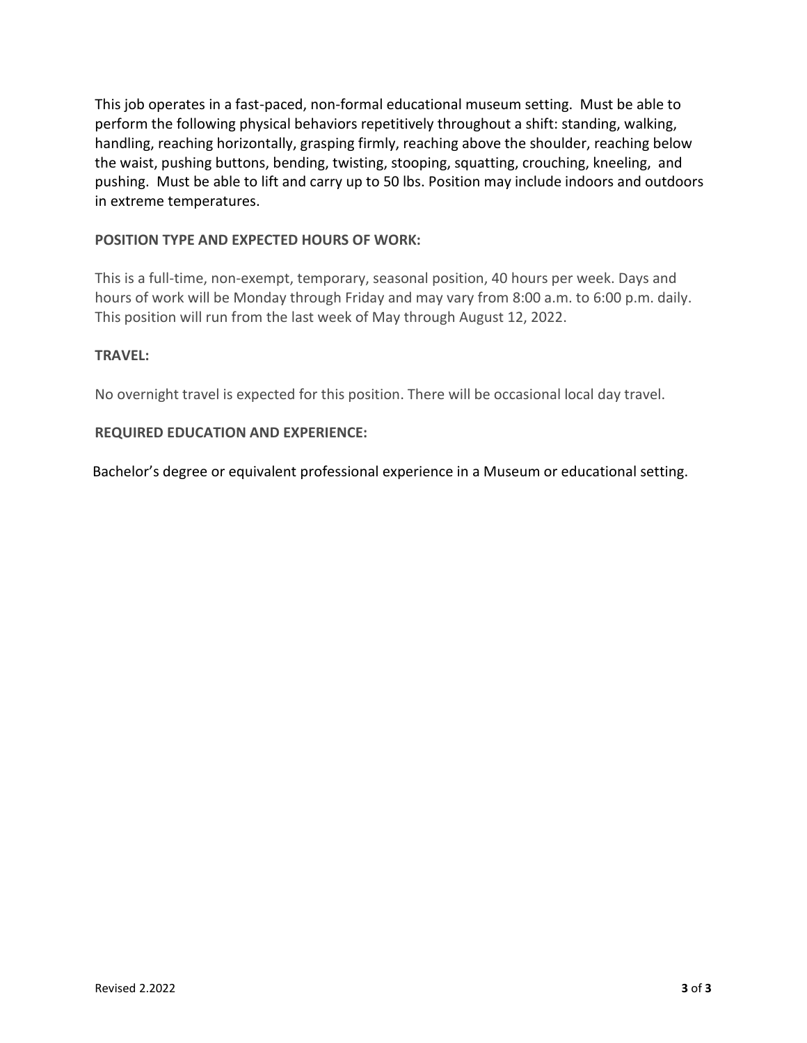This job operates in a fast-paced, non-formal educational museum setting. Must be able to perform the following physical behaviors repetitively throughout a shift: standing, walking, handling, reaching horizontally, grasping firmly, reaching above the shoulder, reaching below the waist, pushing buttons, bending, twisting, stooping, squatting, crouching, kneeling, and pushing. Must be able to lift and carry up to 50 lbs. Position may include indoors and outdoors in extreme temperatures.

**POSITION TYPE AND EXPECTED HOURS OF WORK:**

This is a full-time, non-exempt, temporary, seasonal position, 40 hours per week. Days and hours of work will be Monday through Friday and may vary from 8:00 a.m. to 6:00 p.m. daily. This position will run from the last week of May through August 12, 2022.

**TRAVEL:**

No overnight travel is expected for this position. There will be occasional local day travel.

**REQUIRED EDUCATION AND EXPERIENCE:**

Bachelor's degree or equivalent professional experience in a Museum or educational setting.

Revised 2.2022